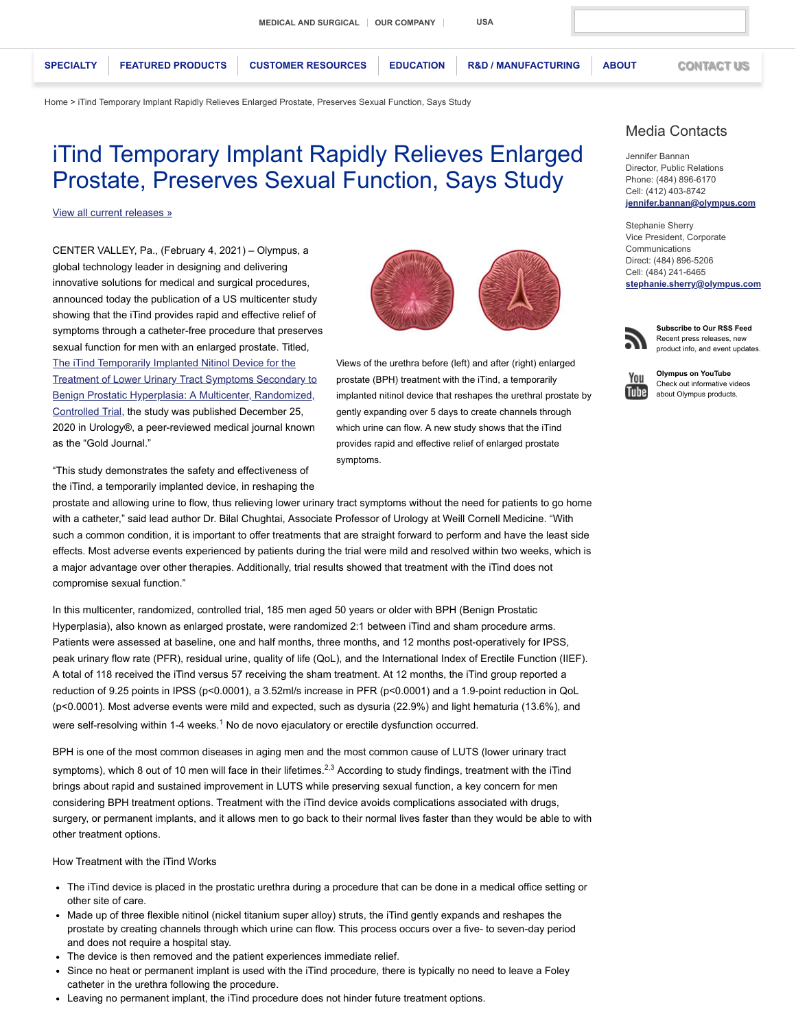MEDICAL AND SURGICAL | OUR COMPANY | USA

SPECIALTY | FEATURED PRODUCTS | CUSTOMER RESOURCES | EDUCATION | R&D / MANUFACTURING | ABOUT | CONTACT US

Home > iTind Temporary Implant Rapidly Relieves Enlarged Prostate, Preserves Sexual Function, Says Study

# iTind Temporary Implant Rapidly Relieves Enlarged Prostate, Preserves Sexual Function, Says Study

View all current releases »

CENTER VALLEY, Pa., (February 4, 2021) – Olympus, a global technology leader in designing and delivering innovative solutions for medical and surgical procedures, announced today the publication of a US multicenter study showing that the iTind provides rapid and effective relief of symptoms through a catheter-free procedure that preserves sexual function for men with an enlarged prostate. Titled, The iTind Temporarily Implanted Nitinol Device for the Treatment of Lower Urinary Tract Symptoms Secondary to Benign Prostatic Hyperplasia: A Multicenter, Randomized, Controlled Trial, the study was published December 25, 2020 in Urology®, a peer-reviewed medical journal known as the “Gold Journal.”

Views of the urethra before (left) and after (right) enlarged prostate (BPH) treatment with the iTind, a temporarily implanted nitinol device that reshapes the urethral prostate by gently expanding over 5 days to create channels through which urine can flow. A new study shows that the iTind provides rapid and effective relief of enlarged prostate symptoms.

“This study demonstrates the safety and effectiveness of the iTind, a temporarily implanted device, in reshaping the prostate and allowing urine to flow, thus relieving lower urinary tract symptoms without the need for patients to go home with a catheter,” said lead author Dr. Bilal Chughtai, Associate Professor of Urology at Weill Cornell Medicine. “With such a common condition, it is important to offer treatments that are straight forward to perform and have the least side effects. Most adverse events experienced by patients during the trial were mild and resolved within two weeks, which is a major advantage over other therapies. Additionally, trial results showed that treatment with the iTind does not compromise sexual function.”

In this multicenter, randomized, controlled trial, 185 men aged 50 years or older with BPH (Benign Prostatic Hyperplasia), also known as enlarged prostate, were randomized 2:1 between iTind and sham procedure arms. Patients were assessed at baseline, one and half months, three months, and 12 months post-operatively for IPSS, peak urinary flow rate (PFR), residual urine, quality of life (QoL), and the International Index of Erectile Function (IIEF). A total of 118 received the iTind versus 57 receiving the sham treatment. At 12 months, the iTind group reported a reduction of 9.25 points in IPSS ($p<0.0001$), a 3.52ml/s increase in PFR ($p<0.0001$) and a 1.9-point reduction in QoL ($p<0.0001$). Most adverse events were mild and expected, such as dysuria (22.9%) and light hematuria (13.6%), and were self-resolving within 1-4 weeks.[1] No de novo ejaculatory or erectile dysfunction occurred.

BPH is one of the most common diseases in aging men and the most common cause of LUTS (lower urinary tract symptoms), which 8 out of 10 men will face in their lifetimes.[2,3] According to study findings, treatment with the iTind brings about rapid and sustained improvement in LUTS while preserving sexual function, a key concern for men considering BPH treatment options. Treatment with the iTind device avoids complications associated with drugs, surgery, or permanent implants, and it allows men to go back to their normal lives faster than they would be able to with other treatment options.

How Treatment with the iTind Works

- The iTind device is placed in the prostatic urethra during a procedure that can be done in a medical office setting or other site of care.
- Made up of three flexible nitinol (nickel titanium super alloy) struts, the iTind gently expands and reshapes the prostate by creating channels through which urine can flow. This process occurs over a five- to seven-day period and does not require a hospital stay.
- The device is then removed and the patient experiences immediate relief.
- Since no heat or permanent implant is used with the iTind procedure, there is typically no need to leave a Foley catheter in the urethra following the procedure.
- Leaving no permanent implant, the iTind procedure does not hinder future treatment options.

## Media Contacts

Jennifer Bannan
Director, Public Relations
Phone: (484) 896-6170
Cell: (412) 403-8742
**jennifer.bannan@olympus.com**

Stephanie Sherry
Vice President, Corporate Communications
Direct: (484) 896-5206
Cell: (484) 241-6465
**stephanie.sherry@olympus.com**

**Subscribe to Our RSS Feed**
Recent press releases, new product info, and event updates.

**Olympus on YouTube**
Check out informative videos about Olympus products.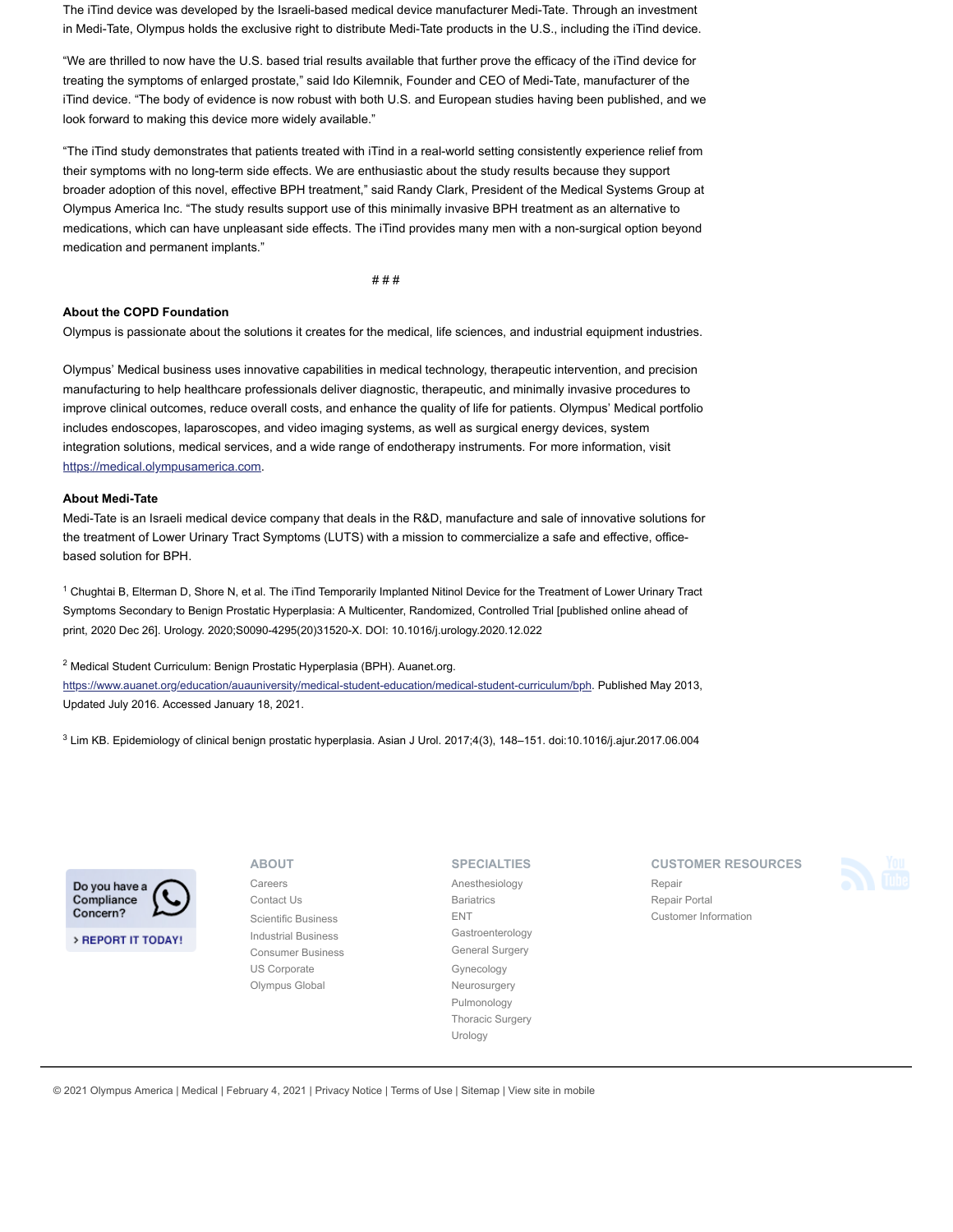The iTind device was developed by the Israeli-based medical device manufacturer Medi-Tate. Through an investment in Medi-Tate, Olympus holds the exclusive right to distribute Medi-Tate products in the U.S., including the iTind device.

"We are thrilled to now have the U.S. based trial results available that further prove the efficacy of the iTind device for treating the symptoms of enlarged prostate," said Ido Kilemnik, Founder and CEO of Medi-Tate, manufacturer of the iTind device. "The body of evidence is now robust with both U.S. and European studies having been published, and we look forward to making this device more widely available."

"The iTind study demonstrates that patients treated with iTind in a real-world setting consistently experience relief from their symptoms with no long-term side effects. We are enthusiastic about the study results because they support broader adoption of this novel, effective BPH treatment," said Randy Clark, President of the Medical Systems Group at Olympus America Inc. "The study results support use of this minimally invasive BPH treatment as an alternative to medications, which can have unpleasant side effects. The iTind provides many men with a non-surgical option beyond medication and permanent implants."

# # #

**About the COPD Foundation**

Olympus is passionate about the solutions it creates for the medical, life sciences, and industrial equipment industries.

Olympus' Medical business uses innovative capabilities in medical technology, therapeutic intervention, and precision manufacturing to help healthcare professionals deliver diagnostic, therapeutic, and minimally invasive procedures to improve clinical outcomes, reduce overall costs, and enhance the quality of life for patients. Olympus' Medical portfolio includes endoscopes, laparoscopes, and video imaging systems, as well as surgical energy devices, system integration solutions, medical services, and a wide range of endotherapy instruments. For more information, visit https://medical.olympusamerica.com.

**About Medi-Tate**

Medi-Tate is an Israeli medical device company that deals in the R&D, manufacture and sale of innovative solutions for the treatment of Lower Urinary Tract Symptoms (LUTS) with a mission to commercialize a safe and effective, office-based solution for BPH.

[1] Chughtai B, Elterman D, Shore N, et al. The iTind Temporarily Implanted Nitinol Device for the Treatment of Lower Urinary Tract Symptoms Secondary to Benign Prostatic Hyperplasia: A Multicenter, Randomized, Controlled Trial [published online ahead of print, 2020 Dec 26]. Urology. 2020;S0090-4295(20)31520-X. DOI: 10.1016/j.urology.2020.12.022

[2] Medical Student Curriculum: Benign Prostatic Hyperplasia (BPH). Auanet.org. https://www.auanet.org/education/auauniversity/medical-student-education/medical-student-curriculum/bph. Published May 2013, Updated July 2016. Accessed January 18, 2021.

[3] Lim KB. Epidemiology of clinical benign prostatic hyperplasia. Asian J Urol. 2017;4(3), 148–151. doi:10.1016/j.ajur.2017.06.004

Do you have a Compliance Concern?

> REPORT IT TODAY!

**ABOUT**

Careers
Contact Us
Scientific Business
Industrial Business
Consumer Business
US Corporate
Olympus Global

**SPECIALTIES**

Anesthesiology
Bariatrics
ENT
Gastroenterology
General Surgery
Gynecology
Neurosurgery
Pulmonology
Thoracic Surgery
Urology

**CUSTOMER RESOURCES**

Repair
Repair Portal
Customer Information

© 2021 Olympus America | Medical | February 4, 2021 | Privacy Notice | Terms of Use | Sitemap | View site in mobile